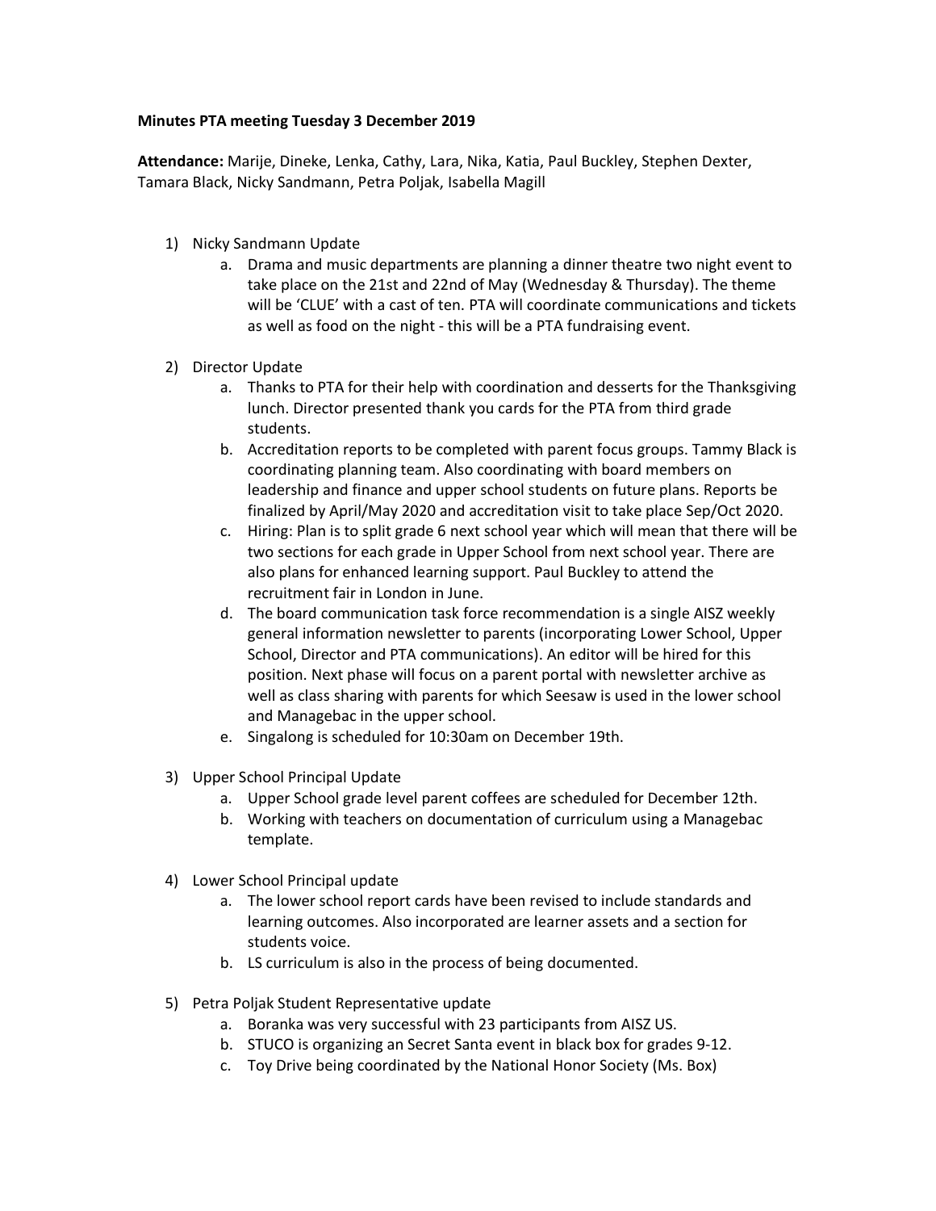**Minutes PTA meeting Tuesday 3 December 2019**

**Attendance:** Marije, Dineke, Lenka, Cathy, Lara, Nika, Katia, Paul Buckley, Stephen Dexter, Tamara Black, Nicky Sandmann, Petra Poljak, Isabella Magill

1) Nicky Sandmann Update
    a. Drama and music departments are planning a dinner theatre two night event to take place on the 21st and 22nd of May (Wednesday & Thursday). The theme will be 'CLUE' with a cast of ten. PTA will coordinate communications and tickets as well as food on the night - this will be a PTA fundraising event.

2) Director Update
    a. Thanks to PTA for their help with coordination and desserts for the Thanksgiving lunch. Director presented thank you cards for the PTA from third grade students.
    b. Accreditation reports to be completed with parent focus groups. Tammy Black is coordinating planning team. Also coordinating with board members on leadership and finance and upper school students on future plans. Reports be finalized by April/May 2020 and accreditation visit to take place Sep/Oct 2020.
    c. Hiring: Plan is to split grade 6 next school year which will mean that there will be two sections for each grade in Upper School from next school year. There are also plans for enhanced learning support. Paul Buckley to attend the recruitment fair in London in June.
    d. The board communication task force recommendation is a single AISZ weekly general information newsletter to parents (incorporating Lower School, Upper School, Director and PTA communications). An editor will be hired for this position. Next phase will focus on a parent portal with newsletter archive as well as class sharing with parents for which Seesaw is used in the lower school and Managebac in the upper school.
    e. Singalong is scheduled for 10:30am on December 19th.

3) Upper School Principal Update
    a. Upper School grade level parent coffees are scheduled for December 12th.
    b. Working with teachers on documentation of curriculum using a Managebac template.

4) Lower School Principal update
    a. The lower school report cards have been revised to include standards and learning outcomes. Also incorporated are learner assets and a section for students voice.
    b. LS curriculum is also in the process of being documented.

5) Petra Poljak Student Representative update
    a. Boranka was very successful with 23 participants from AISZ US.
    b. STUCO is organizing an Secret Santa event in black box for grades 9-12.
    c. Toy Drive being coordinated by the National Honor Society (Ms. Box)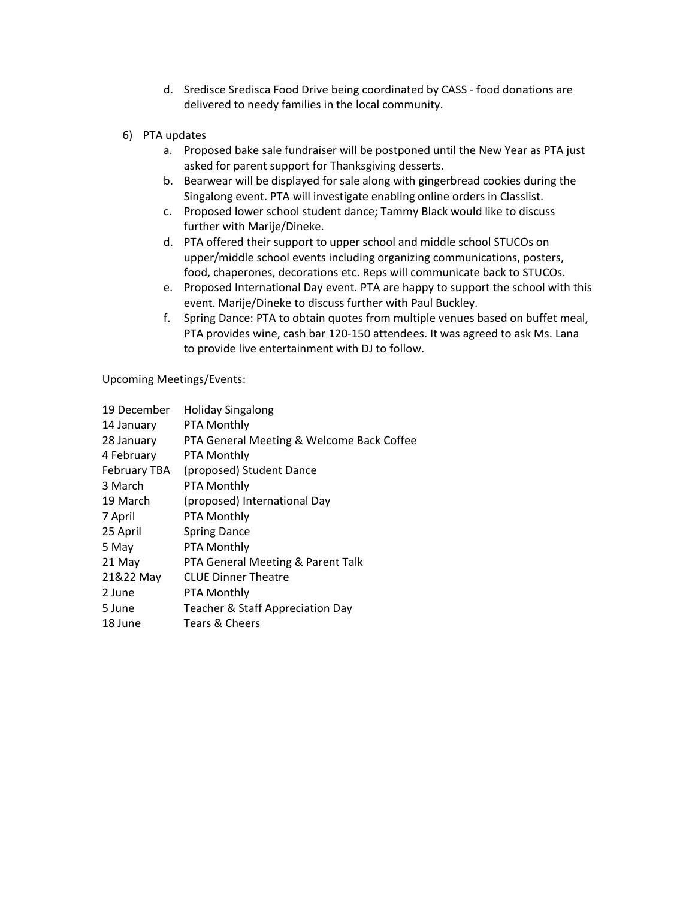d. Sredisce Sredisca Food Drive being coordinated by CASS - food donations are delivered to needy families in the local community.

6) PTA updates
   a. Proposed bake sale fundraiser will be postponed until the New Year as PTA just asked for parent support for Thanksgiving desserts.
   b. Bearwear will be displayed for sale along with gingerbread cookies during the Singalong event. PTA will investigate enabling online orders in Classlist.
   c. Proposed lower school student dance; Tammy Black would like to discuss further with Marije/Dineke.
   d. PTA offered their support to upper school and middle school STUCOs on upper/middle school events including organizing communications, posters, food, chaperones, decorations etc. Reps will communicate back to STUCOs.
   e. Proposed International Day event. PTA are happy to support the school with this event. Marije/Dineke to discuss further with Paul Buckley.
   f. Spring Dance: PTA to obtain quotes from multiple venues based on buffet meal, PTA provides wine, cash bar 120-150 attendees. It was agreed to ask Ms. Lana to provide live entertainment with DJ to follow.

Upcoming Meetings/Events:

| | |
|---|---|
| 19 December | Holiday Singalong |
| 14 January | PTA Monthly |
| 28 January | PTA General Meeting & Welcome Back Coffee |
| 4 February | PTA Monthly |
| February TBA | (proposed) Student Dance |
| 3 March | PTA Monthly |
| 19 March | (proposed) International Day |
| 7 April | PTA Monthly |
| 25 April | Spring Dance |
| 5 May | PTA Monthly |
| 21 May | PTA General Meeting & Parent Talk |
| 21&22 May | CLUE Dinner Theatre |
| 2 June | PTA Monthly |
| 5 June | Teacher & Staff Appreciation Day |
| 18 June | Tears & Cheers |